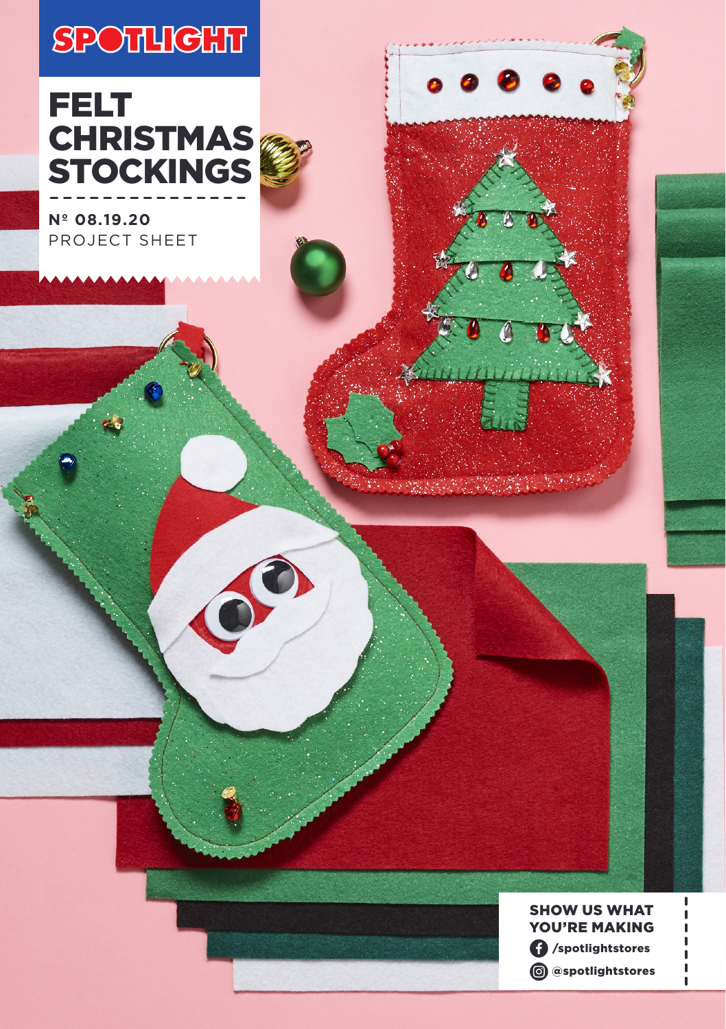SPOTLIGHT

# FELT CHRISTMAS STOCKINGS

**Nº 08.19.20**
PROJECT SHEET

**SHOW US WHAT YOU'RE MAKING**

**/spotlightstores**

**@spotlightstores**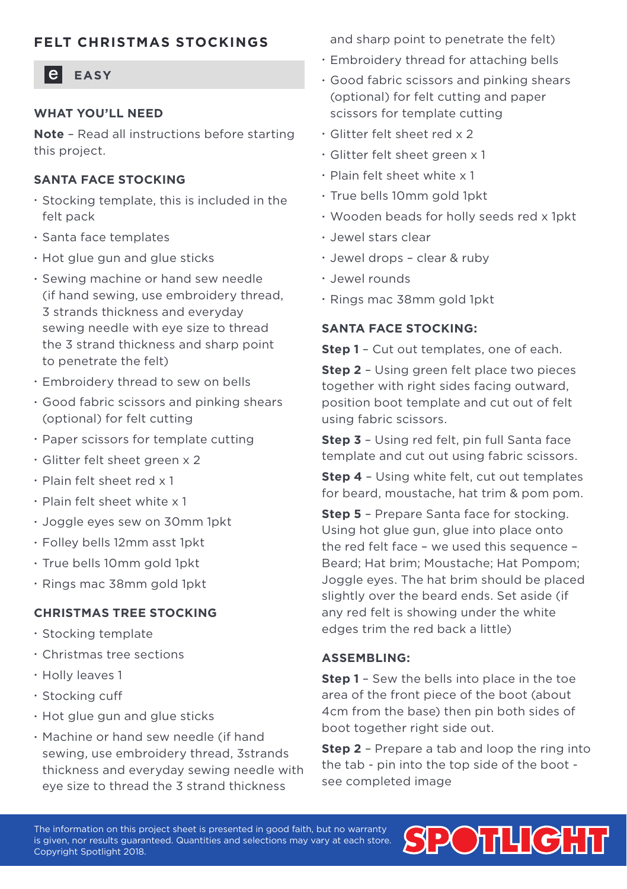## FELT CHRISTMAS STOCKINGS

**e EASY**

### WHAT YOU'LL NEED

**Note** – Read all instructions before starting this project.

### SANTA FACE STOCKING

- Stocking template, this is included in the felt pack
- Santa face templates
- Hot glue gun and glue sticks
- Sewing machine or hand sew needle (if hand sewing, use embroidery thread, 3 strands thickness and everyday sewing needle with eye size to thread the 3 strand thickness and sharp point to penetrate the felt)
- Embroidery thread to sew on bells
- Good fabric scissors and pinking shears (optional) for felt cutting
- Paper scissors for template cutting
- Glitter felt sheet green x 2
- Plain felt sheet red x 1
- Plain felt sheet white x 1
- Joggle eyes sew on 30mm 1pkt
- Folley bells 12mm asst 1pkt
- True bells 10mm gold 1pkt
- Rings mac 38mm gold 1pkt

### CHRISTMAS TREE STOCKING

- Stocking template
- Christmas tree sections
- Holly leaves 1
- Stocking cuff
- Hot glue gun and glue sticks
- Machine or hand sew needle (if hand sewing, use embroidery thread, 3strands thickness and everyday sewing needle with eye size to thread the 3 strand thickness and sharp point to penetrate the felt)
- Embroidery thread for attaching bells
- Good fabric scissors and pinking shears (optional) for felt cutting and paper scissors for template cutting
- Glitter felt sheet red x 2
- Glitter felt sheet green x 1
- Plain felt sheet white x 1
- True bells 10mm gold 1pkt
- Wooden beads for holly seeds red x 1pkt
- Jewel stars clear
- Jewel drops – clear & ruby
- Jewel rounds
- Rings mac 38mm gold 1pkt

### SANTA FACE STOCKING:

**Step 1** – Cut out templates, one of each.

**Step 2** – Using green felt place two pieces together with right sides facing outward, position boot template and cut out of felt using fabric scissors.

**Step 3** – Using red felt, pin full Santa face template and cut out using fabric scissors.

**Step 4** – Using white felt, cut out templates for beard, moustache, hat trim & pom pom.

**Step 5** – Prepare Santa face for stocking. Using hot glue gun, glue into place onto the red felt face – we used this sequence – Beard; Hat brim; Moustache; Hat Pompom; Joggle eyes. The hat brim should be placed slightly over the beard ends. Set aside (if any red felt is showing under the white edges trim the red back a little)

### ASSEMBLING:

**Step 1** – Sew the bells into place in the toe area of the front piece of the boot (about 4cm from the base) then pin both sides of boot together right side out.

**Step 2** – Prepare a tab and loop the ring into the tab - pin into the top side of the boot - see completed image

The information on this project sheet is presented in good faith, but no warranty is given, nor results guaranteed. Quantities and selections may vary at each store. Copyright Spotlight 2018.

SPOTLIGHT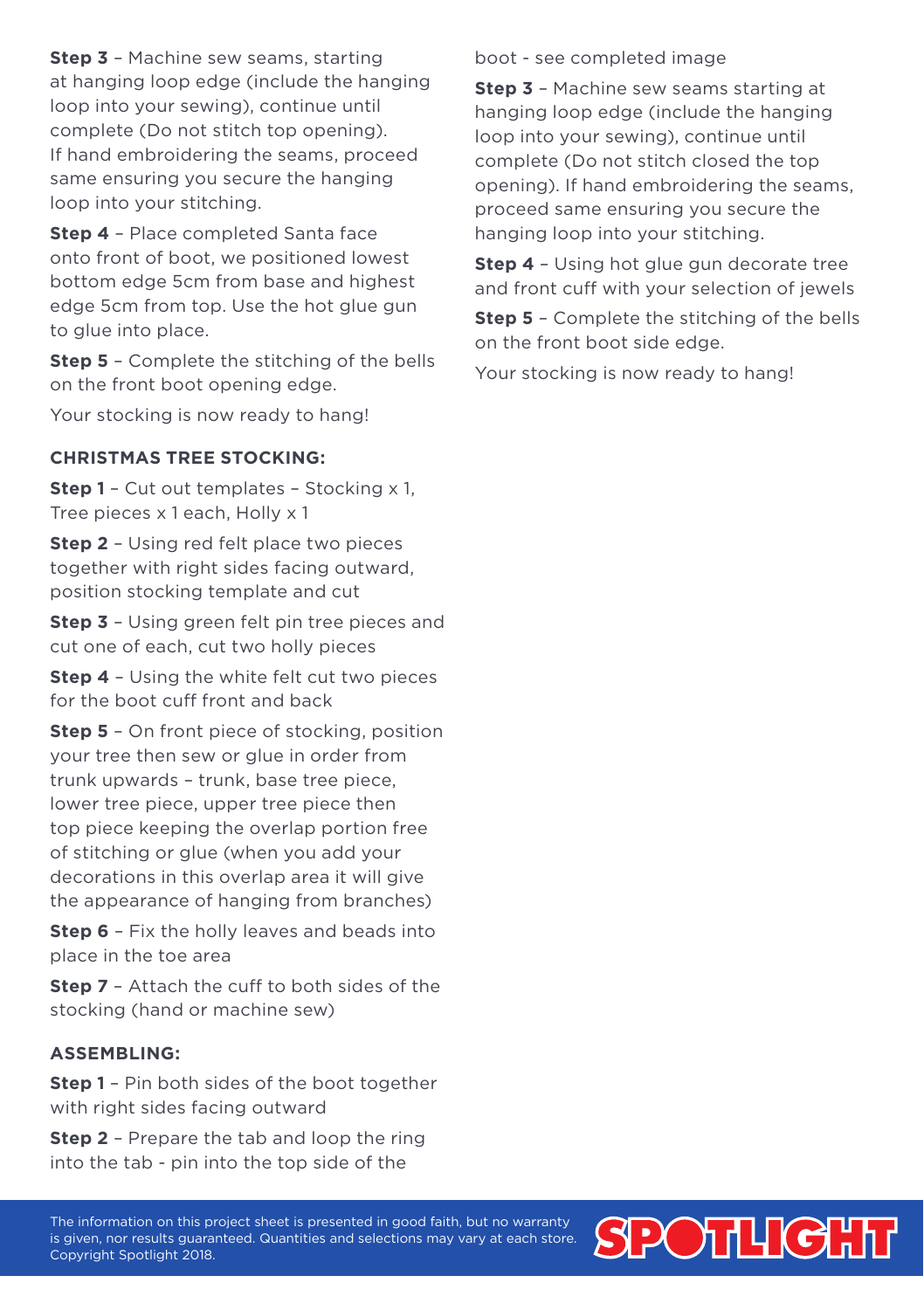**Step 3** – Machine sew seams, starting at hanging loop edge (include the hanging loop into your sewing), continue until complete (Do not stitch top opening). If hand embroidering the seams, proceed same ensuring you secure the hanging loop into your stitching.

**Step 4** – Place completed Santa face onto front of boot, we positioned lowest bottom edge 5cm from base and highest edge 5cm from top. Use the hot glue gun to glue into place.

**Step 5** – Complete the stitching of the bells on the front boot opening edge.

Your stocking is now ready to hang!

### CHRISTMAS TREE STOCKING:

**Step 1** – Cut out templates – Stocking x 1, Tree pieces x 1 each, Holly x 1

**Step 2** – Using red felt place two pieces together with right sides facing outward, position stocking template and cut

**Step 3** – Using green felt pin tree pieces and cut one of each, cut two holly pieces

**Step 4** – Using the white felt cut two pieces for the boot cuff front and back

**Step 5** – On front piece of stocking, position your tree then sew or glue in order from trunk upwards – trunk, base tree piece, lower tree piece, upper tree piece then top piece keeping the overlap portion free of stitching or glue (when you add your decorations in this overlap area it will give the appearance of hanging from branches)

**Step 6** – Fix the holly leaves and beads into place in the toe area

**Step 7** – Attach the cuff to both sides of the stocking (hand or machine sew)

### ASSEMBLING:

**Step 1** – Pin both sides of the boot together with right sides facing outward

**Step 2** – Prepare the tab and loop the ring into the tab - pin into the top side of the boot - see completed image

**Step 3** – Machine sew seams starting at hanging loop edge (include the hanging loop into your sewing), continue until complete (Do not stitch closed the top opening). If hand embroidering the seams, proceed same ensuring you secure the hanging loop into your stitching.

**Step 4** – Using hot glue gun decorate tree and front cuff with your selection of jewels

**Step 5** – Complete the stitching of the bells on the front boot side edge.

Your stocking is now ready to hang!

The information on this project sheet is presented in good faith, but no warranty is given, nor results guaranteed. Quantities and selections may vary at each store. Copyright Spotlight 2018.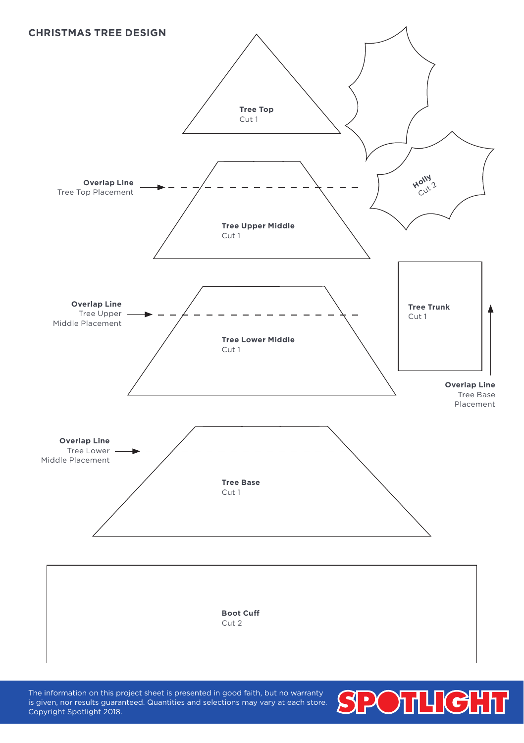## CHRISTMAS TREE DESIGN

**Tree Top**
Cut 1

**Holly**
Cut 2

**Overlap Line**
Tree Top Placement

**Tree Upper Middle**
Cut 1

**Overlap Line**
Tree Upper Middle Placement

**Tree Lower Middle**
Cut 1

**Tree Trunk**
Cut 1

**Overlap Line**
Tree Base Placement

**Overlap Line**
Tree Lower Middle Placement

**Tree Base**
Cut 1

**Boot Cuff**
Cut 2

The information on this project sheet is presented in good faith, but no warranty is given, nor results guaranteed. Quantities and selections may vary at each store. Copyright Spotlight 2018.

SPOTLIGHT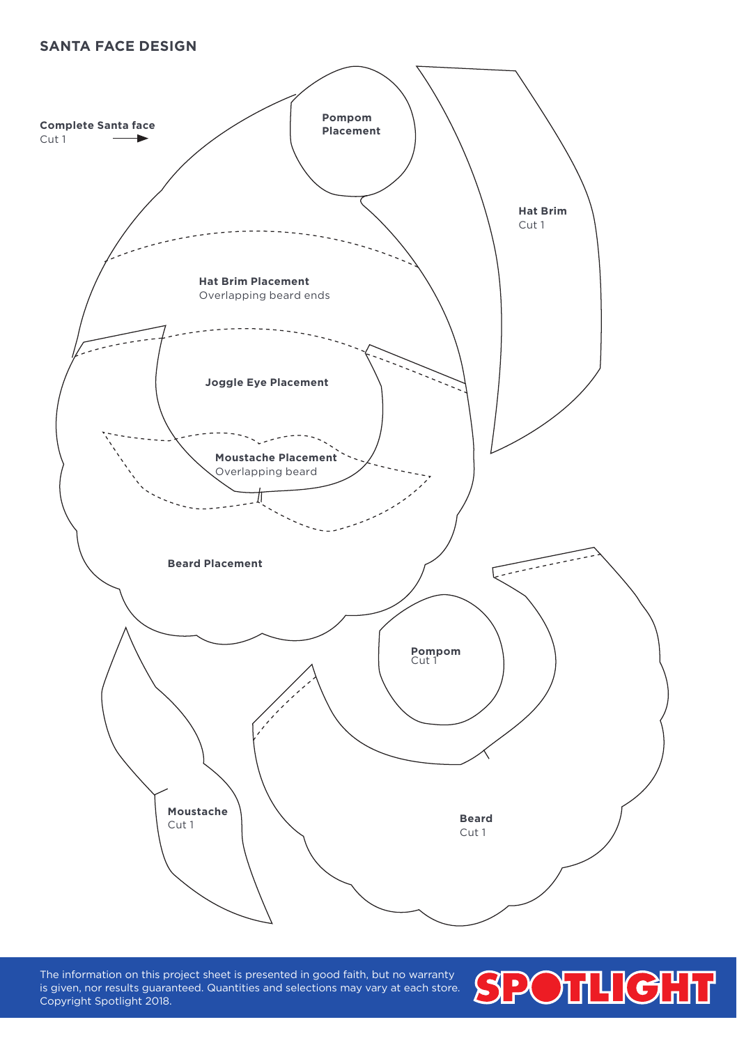## SANTA FACE DESIGN

**Complete Santa face**
Cut 1

**Pompom Placement**

**Hat Brim**
Cut 1

**Hat Brim Placement**
Overlapping beard ends

**Joggle Eye Placement**

**Moustache Placement**
Overlapping beard

**Beard Placement**

**Pompom**
Cut 1

**Moustache**
Cut 1

**Beard**
Cut 1

The information on this project sheet is presented in good faith, but no warranty is given, nor results guaranteed. Quantities and selections may vary at each store. Copyright Spotlight 2018.

SPOTLIGHT